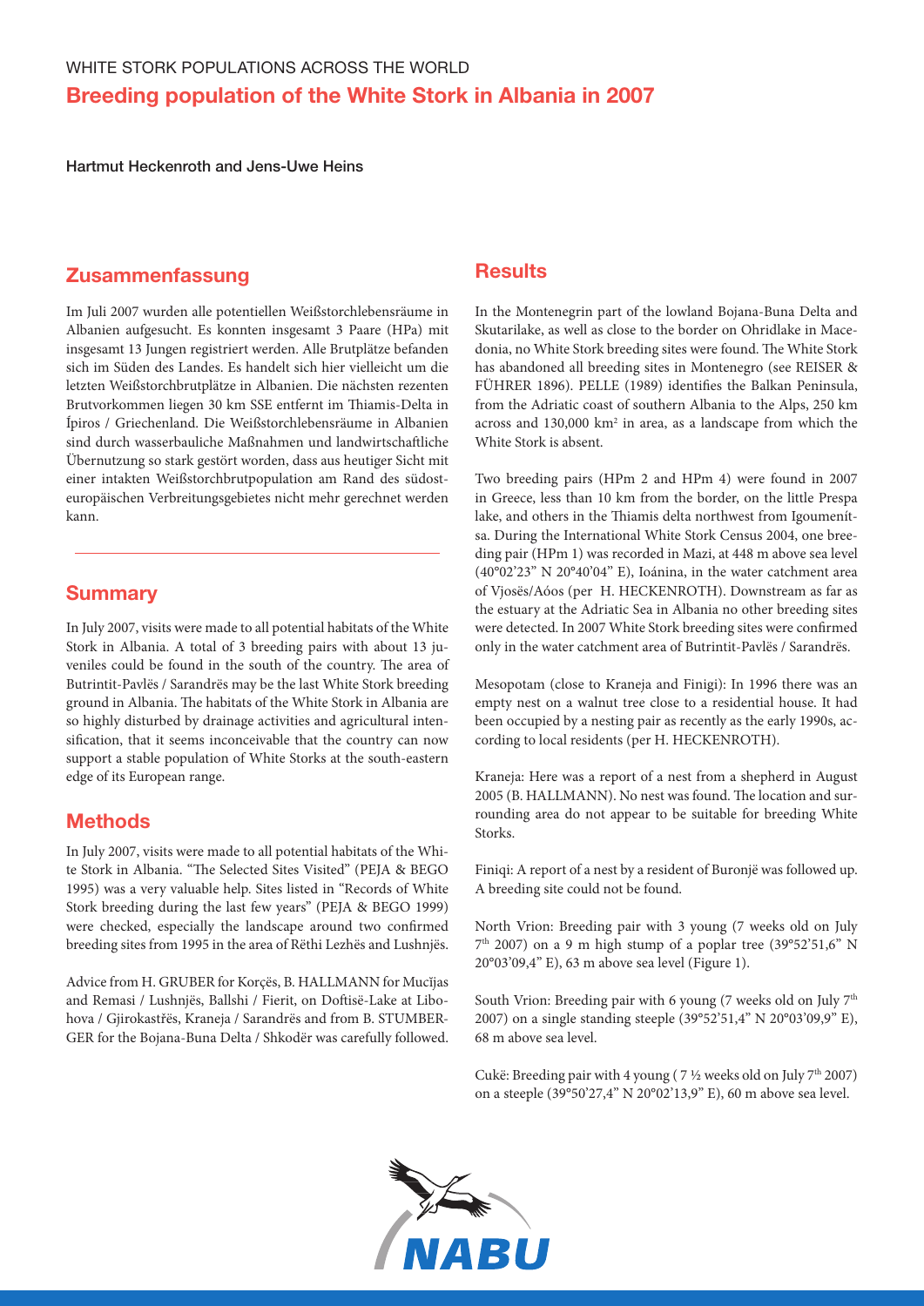WHITE STORK POPULATIONS ACROSS THE WORLD

# Breeding population of the White Stork in Albania in 2007

**Hartmut Heckenroth and Jens-Uwe Heins**

## Zusammenfassung

Im Juli 2007 wurden alle potentiellen Weißstorchlebensräume in Albanien aufgesucht. Es konnten insgesamt 3 Paare (HPa) mit insgesamt 13 Jungen registriert werden. Alle Brutplätze befanden sich im Süden des Landes. Es handelt sich hier vielleicht um die letzten Weißstorchbrutplätze in Albanien. Die nächsten rezenten Brutvorkommen liegen 30 km SSE entfernt im Thiamis-Delta in Ípiros / Griechenland. Die Weißstorchlebensräume in Albanien sind durch wasserbauliche Maßnahmen und landwirtschaftliche Übernutzung so stark gestört worden, dass aus heutiger Sicht mit einer intakten Weißstorchbrutpopulation am Rand des südosteuropäischen Verbreitungsgebietes nicht mehr gerechnet werden kann.

## Summary

In July 2007, visits were made to all potential habitats of the White Stork in Albania. A total of 3 breeding pairs with about 13 juveniles could be found in the south of the country. The area of Butrintit-Pavlës / Sarandrës may be the last White Stork breeding ground in Albania. The habitats of the White Stork in Albania are so highly disturbed by drainage activities and agricultural intensification, that it seems inconceivable that the country can now support a stable population of White Storks at the south-eastern edge of its European range.

## Methods

In July 2007, visits were made to all potential habitats of the White Stork in Albania. "The Selected Sites Visited" (PEJA & BEGO 1995) was a very valuable help. Sites listed in "Records of White Stork breeding during the last few years" (PEJA & BEGO 1999) were checked, especially the landscape around two confirmed breeding sites from 1995 in the area of Rëthi Lezhës and Lushnjës.

Advice from H. GRUBER for Korçës, B. HALLMANN for Mucïjas and Remasi / Lushnjës, Ballshi / Fierit, on Doftisë-Lake at Libohova / Gjirokastřës, Kraneja / Sarandrës and from B. STUMBERGER for the Bojana-Buna Delta / Shkodër was carefully followed.

## Results

In the Montenegrin part of the lowland Bojana-Buna Delta and Skutarilake, as well as close to the border on Ohridlake in Macedonia, no White Stork breeding sites were found. The White Stork has abandoned all breeding sites in Montenegro (see REISER & FÜHRER 1896). PELLE (1989) identifies the Balkan Peninsula, from the Adriatic coast of southern Albania to the Alps, 250 km across and 130,000 km$^2$ in area, as a landscape from which the White Stork is absent.

Two breeding pairs (HPm 2 and HPm 4) were found in 2007 in Greece, less than 10 km from the border, on the little Prespa lake, and others in the Thiamis delta northwest from Igoumenítsa. During the International White Stork Census 2004, one breeding pair (HPm 1) was recorded in Mazi, at 448 m above sea level (40°02'23" N 20°40'04" E), Ioánina, in the water catchment area of Vjosës/Aóos (per H. HECKENROTH). Downstream as far as the estuary at the Adriatic Sea in Albania no other breeding sites were detected. In 2007 White Stork breeding sites were confirmed only in the water catchment area of Butrintit-Pavlës / Sarandrës.

Mesopotam (close to Kraneja and Finigi): In 1996 there was an empty nest on a walnut tree close to a residential house. It had been occupied by a nesting pair as recently as the early 1990s, according to local residents (per H. HECKENROTH).

Kraneja: Here was a report of a nest from a shepherd in August 2005 (B. HALLMANN). No nest was found. The location and surrounding area do not appear to be suitable for breeding White Storks.

Finiqi: A report of a nest by a resident of Buronjë was followed up. A breeding site could not be found.

North Vrion: Breeding pair with 3 young (7 weeks old on July 7th 2007) on a 9 m high stump of a poplar tree (39°52'51,6" N 20°03'09,4" E), 63 m above sea level (Figure 1).

South Vrion: Breeding pair with 6 young (7 weeks old on July 7th 2007) on a single standing steeple (39°52'51,4" N 20°03'09,9" E), 68 m above sea level.

Cukë: Breeding pair with 4 young ( 7 ½ weeks old on July 7th 2007) on a steeple (39°50'27,4" N 20°02'13,9" E), 60 m above sea level.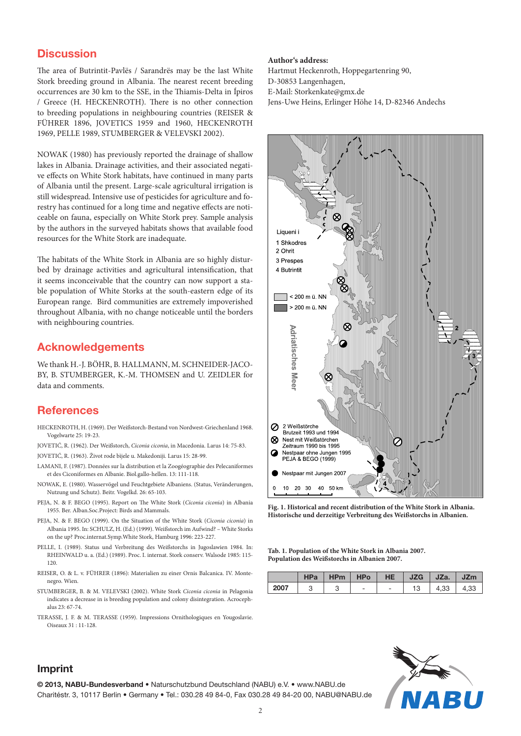## Discussion

The area of Butrintit-Pavlës / Sarandrës may be the last White Stork breeding ground in Albania. The nearest recent breeding occurrences are 30 km to the SSE, in the Thiamis-Delta in Ípiros / Greece (H. HECKENROTH). There is no other connection to breeding populations in neighbouring countries (REISER & FÜHRER 1896, JOVETICS 1959 and 1960, HECKENROTH 1969, PELLE 1989, STUMBERGER & VELEVSKI 2002).

NOWAK (1980) has previously reported the drainage of shallow lakes in Albania. Drainage activities, and their associated negative effects on White Stork habitats, have continued in many parts of Albania until the present. Large-scale agricultural irrigation is still widespread. Intensive use of pesticides for agriculture and forestry has continued for a long time and negative effects are noticeable on fauna, especially on White Stork prey. Sample analysis by the authors in the surveyed habitats shows that available food resources for the White Stork are inadequate.

The habitats of the White Stork in Albania are so highly disturbed by drainage activities and agricultural intensification, that it seems inconceivable that the country can now support a stable population of White Storks at the south-eastern edge of its European range. Bird communities are extremely impoverished throughout Albania, with no change noticeable until the borders with neighbouring countries.

## Acknowledgements

We thank H.-J. BÖHR, B. HALLMANN, M. SCHNEIDER-JACOBY, B. STUMBERGER, K.-M. THOMSEN and U. ZEIDLER for data and comments.

## References

HECKENROTH, H. (1969). Der Weißstorch-Bestand von Nordwest-Griechenland 1968. Vogelwarte 25: 19-23.

JOVETIĆ, R. (1962). Der Weißstorch, *Ciconia ciconia*, in Macedonia. Larus 14: 75-83.

JOVETIĆ, R. (1963). Život rode bijele u. Makedoniji. Larus 15: 28-99.

LAMANI, F. (1987). Données sur la distribution et la Zoogéographie des Pelecaniformes et des Ciconiformes en Albanie. Biol.gallo-hellen. 13: 111-118.

NOWAK, E. (1980). Wasservögel und Feuchtgebiete Albaniens. (Status, Veränderungen, Nutzung und Schutz). Beitr. Vogelkd. 26: 65-103.

PEJA, N. & F. BEGO (1995). Report on The White Stork (*Ciconia ciconia*) in Albania 1955. Ber. Alban.Soc.Project: Birds and Mammals.

PEJA, N. & F. BEGO (1999). On the Situation of the White Stork (*Ciconia ciconia*) in Albania 1995. In: SCHULZ, H. (Ed.) (1999). Weißstorch im Aufwind? – White Storks on the up? Proc.internat.Symp.White Stork, Hamburg 1996: 223-227.

PELLE, I. (1989). Status und Verbreitung des Weißstorchs in Jugoslawien 1984. In: RHEINWALD u. a. (Ed.) (1989). Proc. I. internat. Stork conserv. Walsode 1985: 115-120.

REISER, O. & L. v. FÜHRER (1896): Materialien zu einer Ornis Balcanica. IV. Montenegro. Wien.

STUMBERGER, B. & M. VELEVSKI (2002). White Stork *Ciconia ciconia* in Pelagonia indicates a decrease in is breeding population and colony disintegration. Acrocephalus 23: 67-74.

TERASSE, J. F. & M. TERASSE (1959). Impressions Ornithologiques en Yougoslavie. Oiseaux 31 : 11-128.

**Author's address:**
Hartmut Heckenroth, Hoppegartenring 90,
D-30853 Langenhagen,
E-Mail: Storkenkate@gmx.de
Jens-Uwe Heins, Erlinger Höhe 14, D-82346 Andechs

Liqueni i
1 Shkodres
2 Ohrit
3 Prespes
4 Butrintit

< 200 m ü. NN
> 200 m ü. NN

Adriatisches Meer

2 Weißstörche Brutzeit 1993 und 1994
Nest mit Weißstörchen Zeitraum 1990 bis 1995
Nestpaar ohne Jungen 1995 PEJA & BEGO (1999)
Nestpaar mit Jungen 2007

0 10 20 30 40 50 km

**Fig. 1. Historical and recent distribution of the White Stork in Albania.**
**Historische und derzeitige Verbreitung des Weißstorchs in Albanien.**

**Tab. 1. Population of the White Stork in Albania 2007.**
**Population des Weißstorchs in Albanien 2007.**

| | HPa | HPm | HPo | HE | JZG | JZa. | JZm |
|---|---|---|---|---|---|---|---|
| **2007** | 3 | 3 | - | - | 13 | 4,33 | 4,33 |

## Imprint

**© 2013, NABU-Bundesverband** • Naturschutzbund Deutschland (NABU) e.V. • www.NABU.de
Charitéstr. 3, 10117 Berlin • Germany • Tel.: 030.28 49 84-0, Fax 030.28 49 84-20 00, NABU@NABU.de

NABU